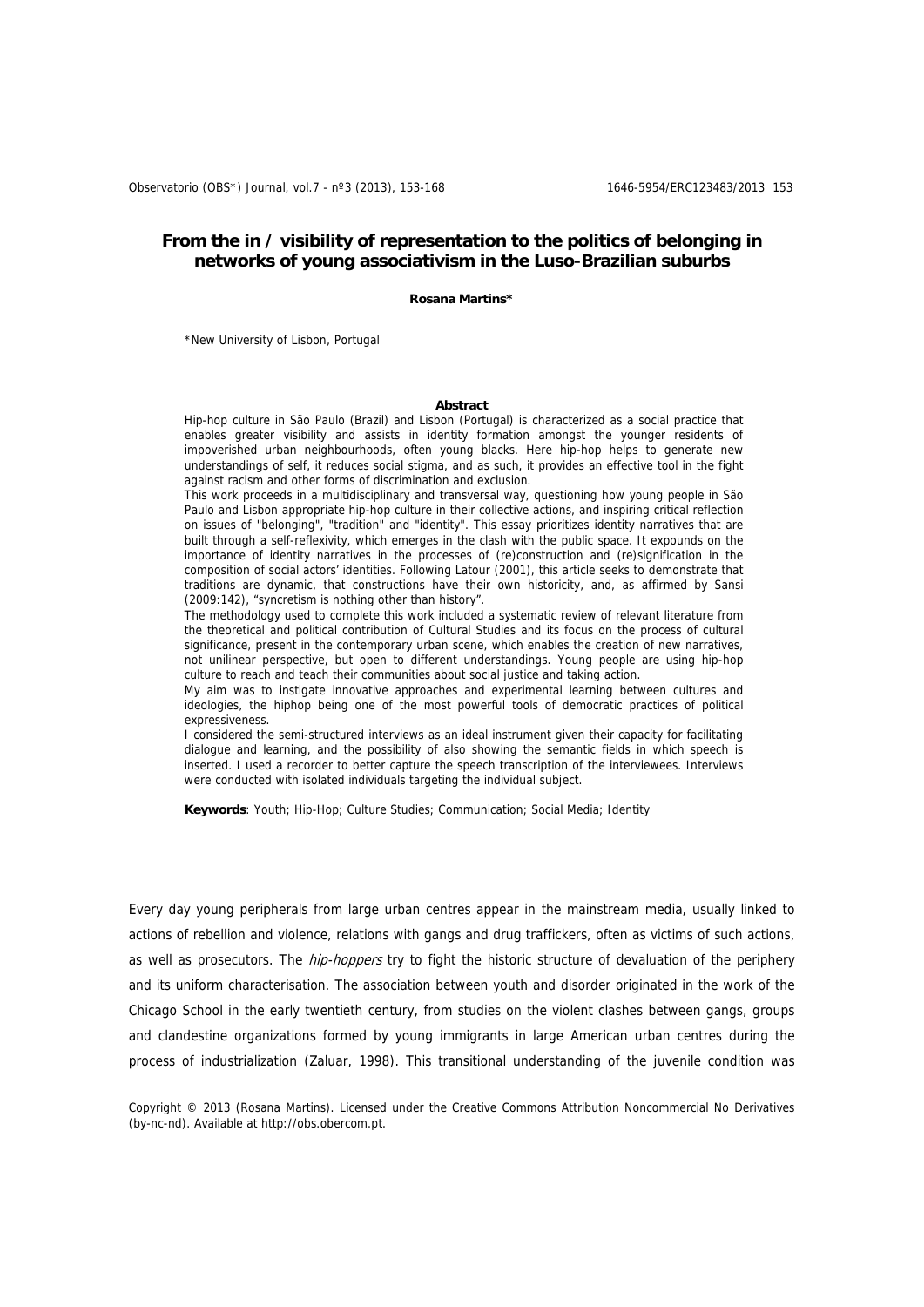# From the in / visibility of representation to the politics of belonging in networks of young associativism in the Luso-Brazilian suburbs

**Rosana Martins***

*New University of Lisbon, Portugal

### Abstract

Hip-hop culture in São Paulo (Brazil) and Lisbon (Portugal) is characterized as a social practice that enables greater visibility and assists in identity formation amongst the younger residents of impoverished urban neighbourhoods, often young blacks. Here hip-hop helps to generate new understandings of self, it reduces social stigma, and as such, it provides an effective tool in the fight against racism and other forms of discrimination and exclusion.

This work proceeds in a multidisciplinary and transversal way, questioning how young people in São Paulo and Lisbon appropriate hip-hop culture in their collective actions, and inspiring critical reflection on issues of "belonging", "tradition" and "identity". This essay prioritizes identity narratives that are built through a self-reflexivity, which emerges in the clash with the public space. It expounds on the importance of identity narratives in the processes of (re)construction and (re)signification in the composition of social actors' identities. Following Latour (2001), this article seeks to demonstrate that traditions are dynamic, that constructions have their own historicity, and, as affirmed by Sansi (2009:142), "syncretism is nothing other than history".

The methodology used to complete this work included a systematic review of relevant literature from the theoretical and political contribution of Cultural Studies and its focus on the process of cultural significance, present in the contemporary urban scene, which enables the creation of new narratives, not unilinear perspective, but open to different understandings. Young people are using hip-hop culture to reach and teach their communities about social justice and taking action.

My aim was to instigate innovative approaches and experimental learning between cultures and ideologies, the hiphop being one of the most powerful tools of democratic practices of political expressiveness.

I considered the semi-structured interviews as an ideal instrument given their capacity for facilitating dialogue and learning, and the possibility of also showing the semantic fields in which speech is inserted. I used a recorder to better capture the speech transcription of the interviewees. Interviews were conducted with isolated individuals targeting the individual subject.

**Keywords**: Youth; Hip-Hop; Culture Studies; Communication; Social Media; Identity

Every day young peripherals from large urban centres appear in the mainstream media, usually linked to actions of rebellion and violence, relations with gangs and drug traffickers, often as victims of such actions, as well as prosecutors. The *hip-hoppers* try to fight the historic structure of devaluation of the periphery and its uniform characterisation. The association between youth and disorder originated in the work of the Chicago School in the early twentieth century, from studies on the violent clashes between gangs, groups and clandestine organizations formed by young immigrants in large American urban centres during the process of industrialization (Zaluar, 1998). This transitional understanding of the juvenile condition was

Copyright © 2013 (Rosana Martins). Licensed under the Creative Commons Attribution Noncommercial No Derivatives (by-nc-nd). Available at http://obs.obercom.pt.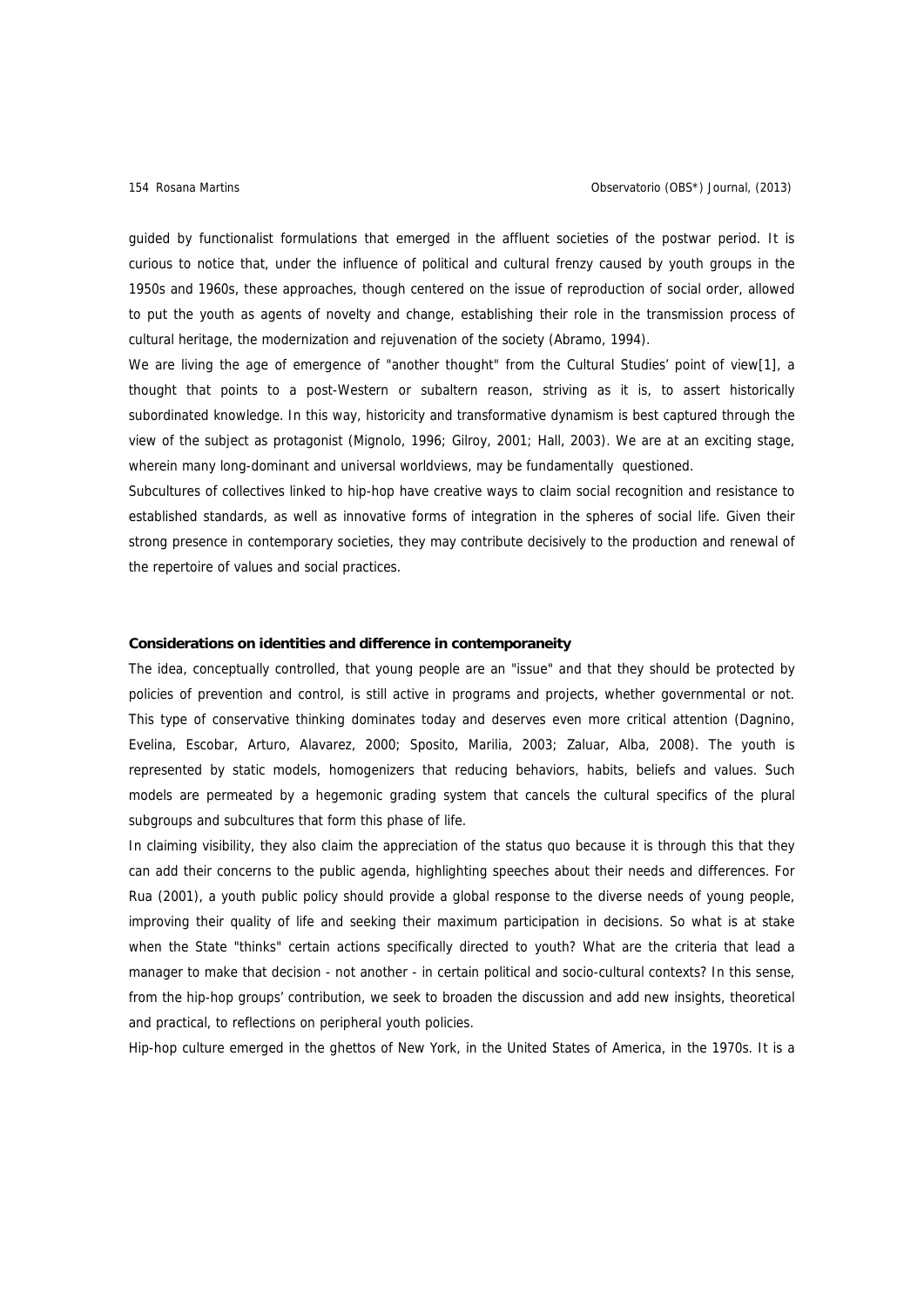guided by functionalist formulations that emerged in the affluent societies of the postwar period. It is curious to notice that, under the influence of political and cultural frenzy caused by youth groups in the 1950s and 1960s, these approaches, though centered on the issue of reproduction of social order, allowed to put the youth as agents of novelty and change, establishing their role in the transmission process of cultural heritage, the modernization and rejuvenation of the society (Abramo, 1994).

We are living the age of emergence of "another thought" from the Cultural Studies' point of view[1], a thought that points to a post-Western or subaltern reason, striving as it is, to assert historically subordinated knowledge. In this way, historicity and transformative dynamism is best captured through the view of the subject as protagonist (Mignolo, 1996; Gilroy, 2001; Hall, 2003). We are at an exciting stage, wherein many long-dominant and universal worldviews, may be fundamentally questioned.

Subcultures of collectives linked to hip-hop have creative ways to claim social recognition and resistance to established standards, as well as innovative forms of integration in the spheres of social life. Given their strong presence in contemporary societies, they may contribute decisively to the production and renewal of the repertoire of values and social practices.

**Considerations on identities and difference in contemporaneity**

The idea, conceptually controlled, that young people are an "issue" and that they should be protected by policies of prevention and control, is still active in programs and projects, whether governmental or not. This type of conservative thinking dominates today and deserves even more critical attention (Dagnino, Evelina, Escobar, Arturo, Alavarez, 2000; Sposito, Marilia, 2003; Zaluar, Alba, 2008). The youth is represented by static models, homogenizers that reducing behaviors, habits, beliefs and values. Such models are permeated by a hegemonic grading system that cancels the cultural specifics of the plural subgroups and subcultures that form this phase of life.

In claiming visibility, they also claim the appreciation of the status quo because it is through this that they can add their concerns to the public agenda, highlighting speeches about their needs and differences. For Rua (2001), a youth public policy should provide a global response to the diverse needs of young people, improving their quality of life and seeking their maximum participation in decisions. So what is at stake when the State "thinks" certain actions specifically directed to youth? What are the criteria that lead a manager to make that decision - not another - in certain political and socio-cultural contexts? In this sense, from the hip-hop groups' contribution, we seek to broaden the discussion and add new insights, theoretical and practical, to reflections on peripheral youth policies.

Hip-hop culture emerged in the ghettos of New York, in the United States of America, in the 1970s. It is a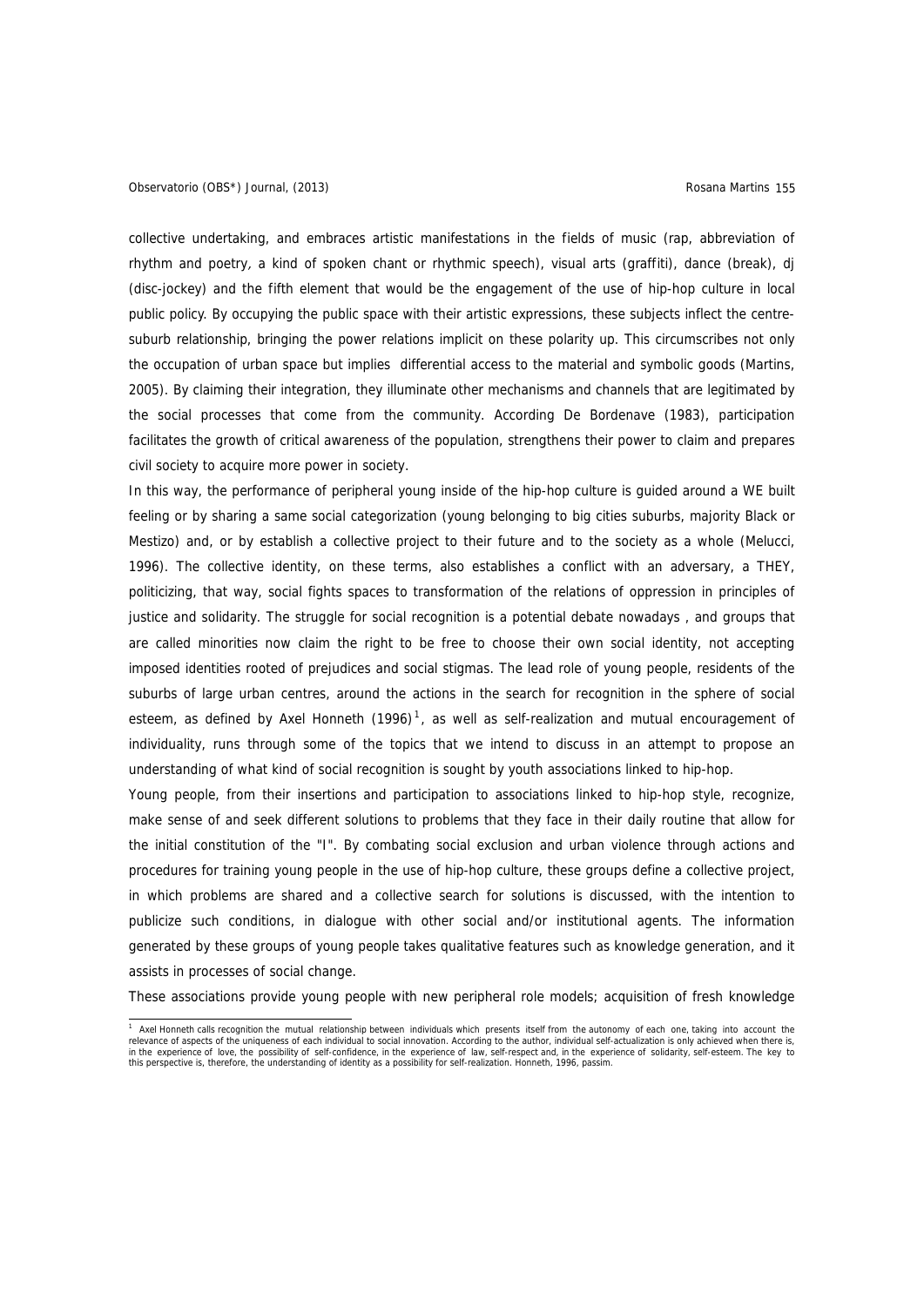collective undertaking, and embraces artistic manifestations in the fields of music (rap, abbreviation of rhythm and poetry*,* a kind of spoken chant or rhythmic speech), visual arts (graffiti), dance (break), dj (disc-jockey) and the fifth element that would be the engagement of the use of hip-hop culture in local public policy. By occupying the public space with their artistic expressions, these subjects inflect the centre-suburb relationship, bringing the power relations implicit on these polarity up. This circumscribes not only the occupation of urban space but implies differential access to the material and symbolic goods (Martins, 2005). By claiming their integration, they illuminate other mechanisms and channels that are legitimated by the social processes that come from the community. According De Bordenave (1983), participation facilitates the growth of critical awareness of the population, strengthens their power to claim and prepares civil society to acquire more power in society.

In this way, the performance of peripheral young inside of the hip-hop culture is guided around a WE built feeling or by sharing a same social categorization (young belonging to big cities suburbs, majority Black or Mestizo) and, or by establish a collective project to their future and to the society as a whole (Melucci, 1996). The collective identity, on these terms, also establishes a conflict with an adversary, a THEY, politicizing, that way, social fights spaces to transformation of the relations of oppression in principles of justice and solidarity. The struggle for social recognition is a potential debate nowadays , and groups that are called minorities now claim the right to be free to choose their own social identity, not accepting imposed identities rooted of prejudices and social stigmas. The lead role of young people, residents of the suburbs of large urban centres, around the actions in the search for recognition in the sphere of social esteem, as defined by Axel Honneth (1996)[1], as well as self-realization and mutual encouragement of individuality, runs through some of the topics that we intend to discuss in an attempt to propose an understanding of what kind of social recognition is sought by youth associations linked to hip-hop.

Young people, from their insertions and participation to associations linked to hip-hop style, recognize, make sense of and seek different solutions to problems that they face in their daily routine that allow for the initial constitution of the "I". By combating social exclusion and urban violence through actions and procedures for training young people in the use of hip-hop culture, these groups define a collective project, in which problems are shared and a collective search for solutions is discussed, with the intention to publicize such conditions, in dialogue with other social and/or institutional agents. The information generated by these groups of young people takes qualitative features such as knowledge generation, and it assists in processes of social change.

These associations provide young people with new peripheral role models; acquisition of fresh knowledge

[1] Axel Honneth calls recognition the mutual relationship between individuals which presents itself from the autonomy of each one, taking into account the relevance of aspects of the uniqueness of each individual to social innovation. According to the author, individual self-actualization is only achieved when there is, in the experience of love, the possibility of self-confidence, in the experience of law, self-respect and, in the experience of solidarity, self-esteem. The key to this perspective is, therefore, the understanding of identity as a possibility for self-realization. Honneth, 1996, passim.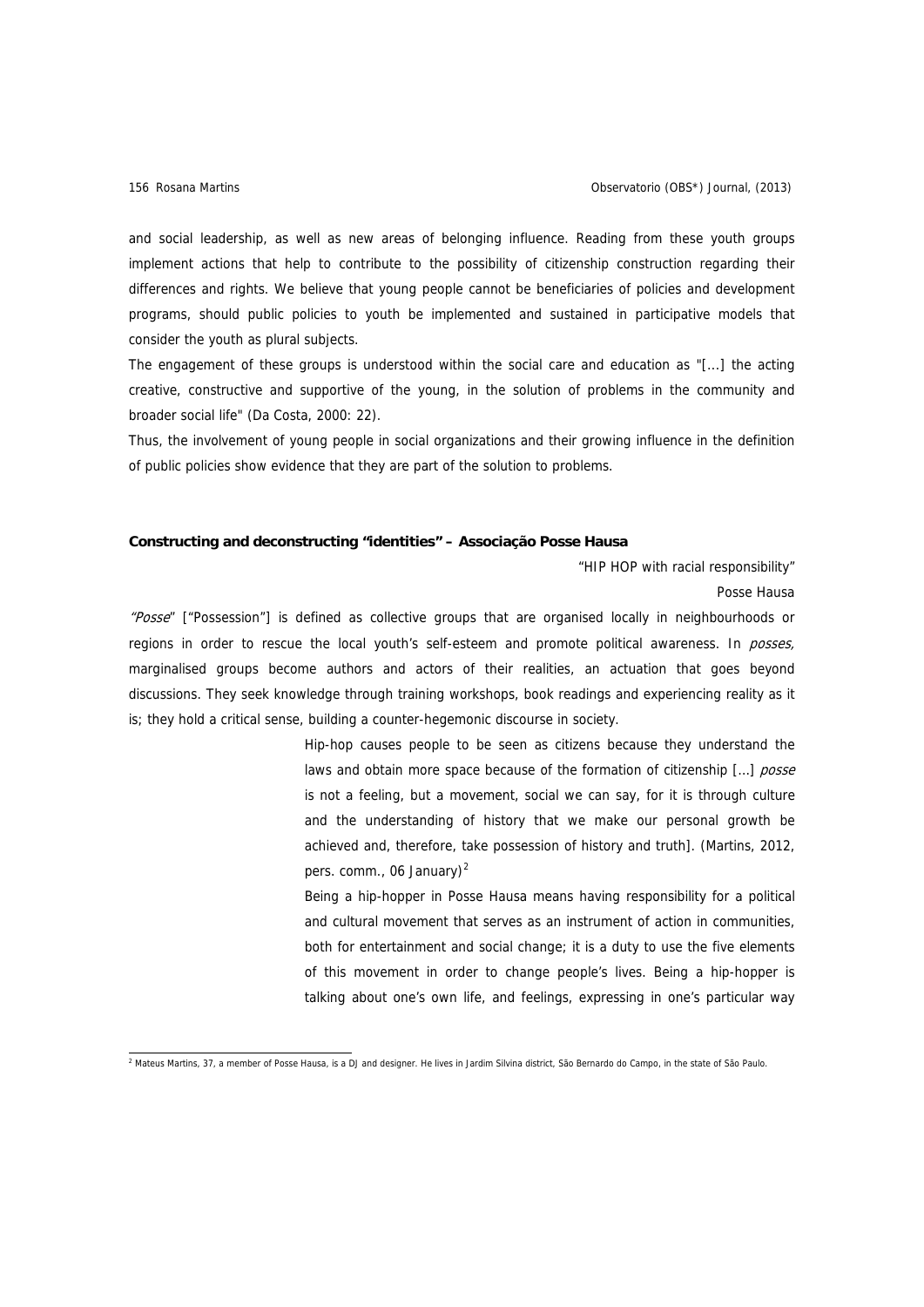and social leadership, as well as new areas of belonging influence. Reading from these youth groups implement actions that help to contribute to the possibility of citizenship construction regarding their differences and rights. We believe that young people cannot be beneficiaries of policies and development programs, should public policies to youth be implemented and sustained in participative models that consider the youth as plural subjects.

The engagement of these groups is understood within the social care and education as "[...] the acting creative, constructive and supportive of the young, in the solution of problems in the community and broader social life" (Da Costa, 2000: 22).

Thus, the involvement of young people in social organizations and their growing influence in the definition of public policies show evidence that they are part of the solution to problems.

**Constructing and deconstructing "identities" – Associação Posse Hausa**

"HIP HOP with racial responsibility"

Posse Hausa

*"Posse"* ["Possession"] is defined as collective groups that are organised locally in neighbourhoods or regions in order to rescue the local youth's self-esteem and promote political awareness. In *posses,* marginalised groups become authors and actors of their realities, an actuation that goes beyond discussions. They seek knowledge through training workshops, book readings and experiencing reality as it is; they hold a critical sense, building a counter-hegemonic discourse in society.

> Hip-hop causes people to be seen as citizens because they understand the laws and obtain more space because of the formation of citizenship [...] *posse* is not a feeling, but a movement, social we can say, for it is through culture and the understanding of history that we make our personal growth be achieved and, therefore, take possession of history and truth]. (Martins, 2012, pers. comm., 06 January)[2]
>
> Being a hip-hopper in Posse Hausa means having responsibility for a political and cultural movement that serves as an instrument of action in communities, both for entertainment and social change; it is a duty to use the five elements of this movement in order to change people's lives. Being a hip-hopper is talking about one's own life, and feelings, expressing in one's particular way

[2] Mateus Martins, 37, a member of Posse Hausa, is a DJ and designer. He lives in Jardim Silvina district, São Bernardo do Campo, in the state of São Paulo.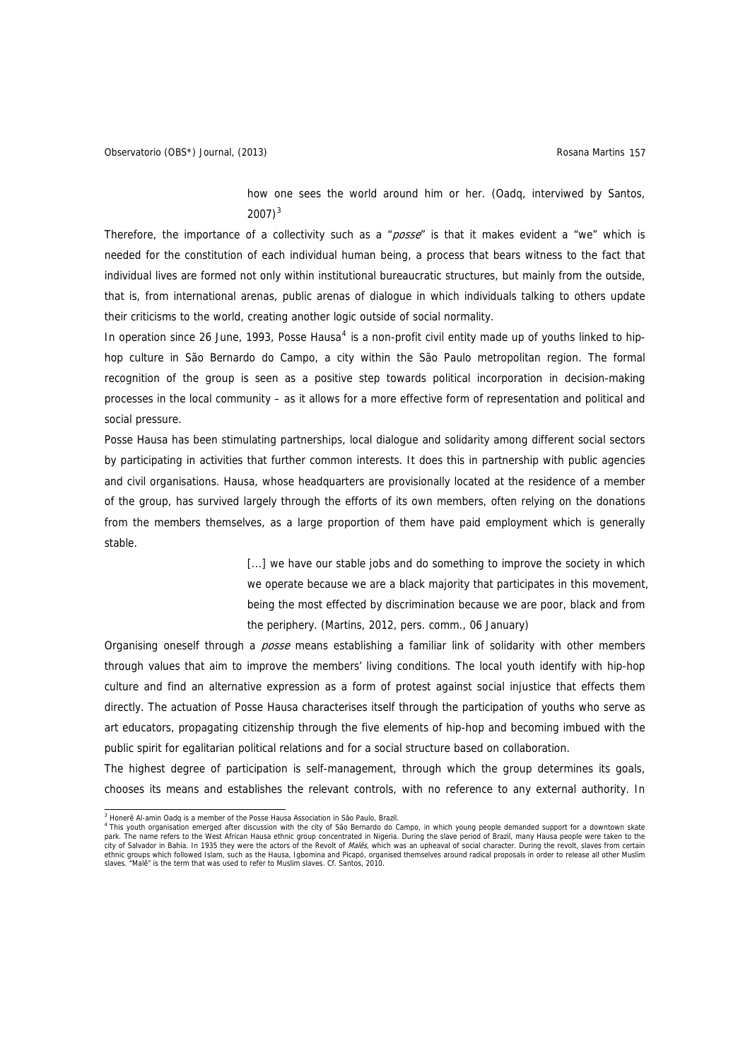> how one sees the world around him or her. (Oadq, interviwed by Santos, 2007)[3]

Therefore, the importance of a collectivity such as a "*posse*" is that it makes evident a "we" which is needed for the constitution of each individual human being, a process that bears witness to the fact that individual lives are formed not only within institutional bureaucratic structures, but mainly from the outside, that is, from international arenas, public arenas of dialogue in which individuals talking to others update their criticisms to the world, creating another logic outside of social normality.

In operation since 26 June, 1993, Posse Hausa[4] is a non-profit civil entity made up of youths linked to hip-hop culture in São Bernardo do Campo, a city within the São Paulo metropolitan region. The formal recognition of the group is seen as a positive step towards political incorporation in decision-making processes in the local community – as it allows for a more effective form of representation and political and social pressure.

Posse Hausa has been stimulating partnerships, local dialogue and solidarity among different social sectors by participating in activities that further common interests. It does this in partnership with public agencies and civil organisations. Hausa, whose headquarters are provisionally located at the residence of a member of the group, has survived largely through the efforts of its own members, often relying on the donations from the members themselves, as a large proportion of them have paid employment which is generally stable.

> [...] we have our stable jobs and do something to improve the society in which we operate because we are a black majority that participates in this movement, being the most effected by discrimination because we are poor, black and from the periphery. (Martins, 2012, pers. comm., 06 January)

Organising oneself through a *posse* means establishing a familiar link of solidarity with other members through values that aim to improve the members' living conditions. The local youth identify with hip-hop culture and find an alternative expression as a form of protest against social injustice that effects them directly. The actuation of Posse Hausa characterises itself through the participation of youths who serve as art educators, propagating citizenship through the five elements of hip-hop and becoming imbued with the public spirit for egalitarian political relations and for a social structure based on collaboration.

The highest degree of participation is self-management, through which the group determines its goals, chooses its means and establishes the relevant controls, with no reference to any external authority. In

---

[3] Honerê Al-amin Oadq is a member of the Posse Hausa Association in São Paulo, Brazil.

[4] This youth organisation emerged after discussion with the city of São Bernardo do Campo, in which young people demanded support for a downtown skate park. The name refers to the West African Hausa ethnic group concentrated in Nigeria. During the slave period of Brazil, many Hausa people were taken to the city of Salvador in Bahia. In 1935 they were the actors of the Revolt of *Malês*, which was an upheaval of social character. During the revolt, slaves from certain ethnic groups which followed Islam, such as the Hausa, Igbomina and Picapó, organised themselves around radical proposals in order to release all other Muslim slaves. "Malê" is the term that was used to refer to Muslim slaves. Cf. Santos, 2010.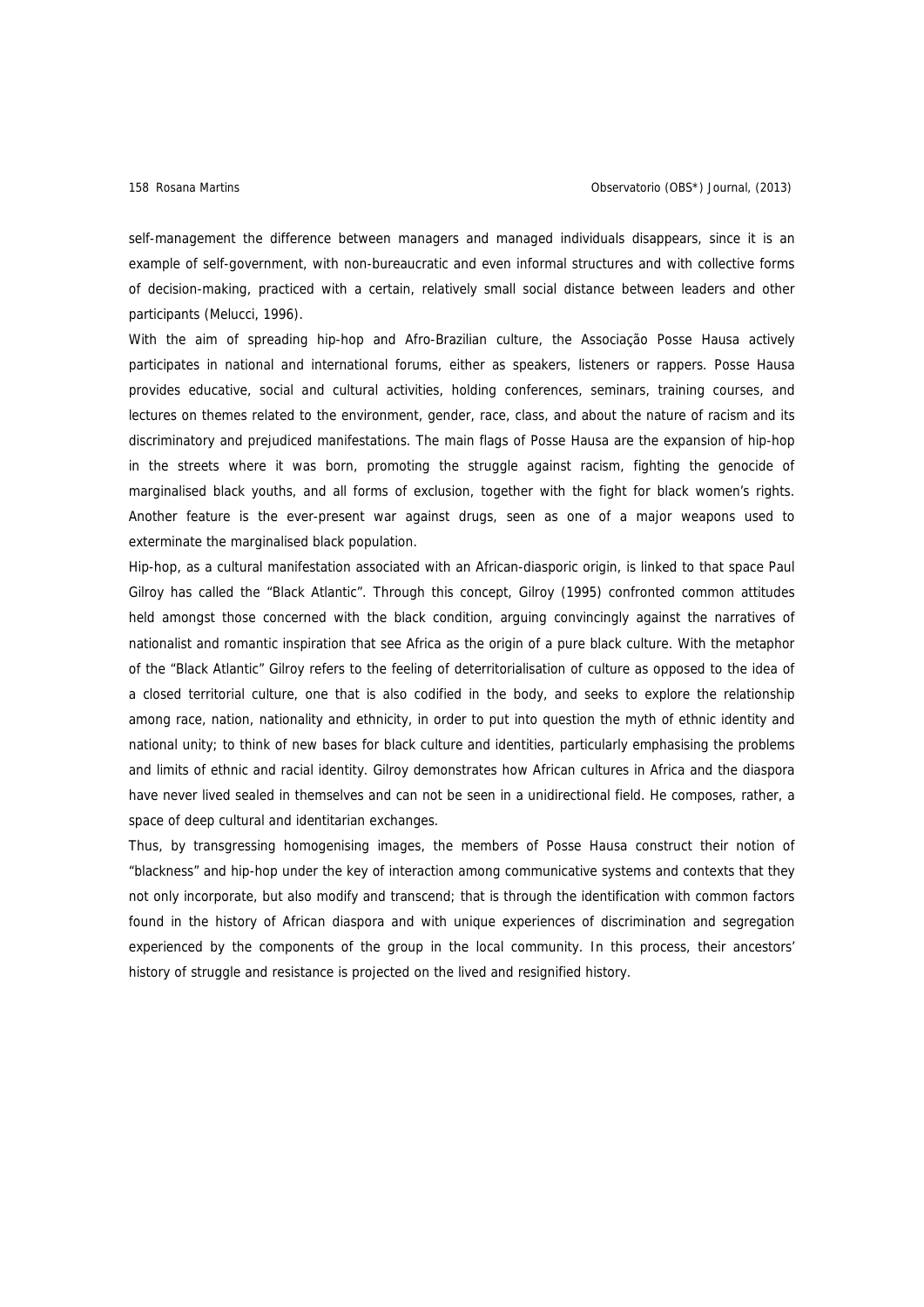self-management the difference between managers and managed individuals disappears, since it is an example of self-government, with non-bureaucratic and even informal structures and with collective forms of decision-making, practiced with a certain, relatively small social distance between leaders and other participants (Melucci, 1996).

With the aim of spreading hip-hop and Afro-Brazilian culture, the Associação Posse Hausa actively participates in national and international forums, either as speakers, listeners or rappers. Posse Hausa provides educative, social and cultural activities, holding conferences, seminars, training courses, and lectures on themes related to the environment, gender, race, class, and about the nature of racism and its discriminatory and prejudiced manifestations. The main flags of Posse Hausa are the expansion of hip-hop in the streets where it was born, promoting the struggle against racism, fighting the genocide of marginalised black youths, and all forms of exclusion, together with the fight for black women's rights. Another feature is the ever-present war against drugs, seen as one of a major weapons used to exterminate the marginalised black population.

Hip-hop, as a cultural manifestation associated with an African-diasporic origin, is linked to that space Paul Gilroy has called the "Black Atlantic". Through this concept, Gilroy (1995) confronted common attitudes held amongst those concerned with the black condition, arguing convincingly against the narratives of nationalist and romantic inspiration that see Africa as the origin of a pure black culture. With the metaphor of the "Black Atlantic" Gilroy refers to the feeling of deterritorialisation of culture as opposed to the idea of a closed territorial culture, one that is also codified in the body, and seeks to explore the relationship among race, nation, nationality and ethnicity, in order to put into question the myth of ethnic identity and national unity; to think of new bases for black culture and identities, particularly emphasising the problems and limits of ethnic and racial identity. Gilroy demonstrates how African cultures in Africa and the diaspora have never lived sealed in themselves and can not be seen in a unidirectional field. He composes, rather, a space of deep cultural and identitarian exchanges.

Thus, by transgressing homogenising images, the members of Posse Hausa construct their notion of "blackness" and hip-hop under the key of interaction among communicative systems and contexts that they not only incorporate, but also modify and transcend; that is through the identification with common factors found in the history of African diaspora and with unique experiences of discrimination and segregation experienced by the components of the group in the local community. In this process, their ancestors' history of struggle and resistance is projected on the lived and resignified history.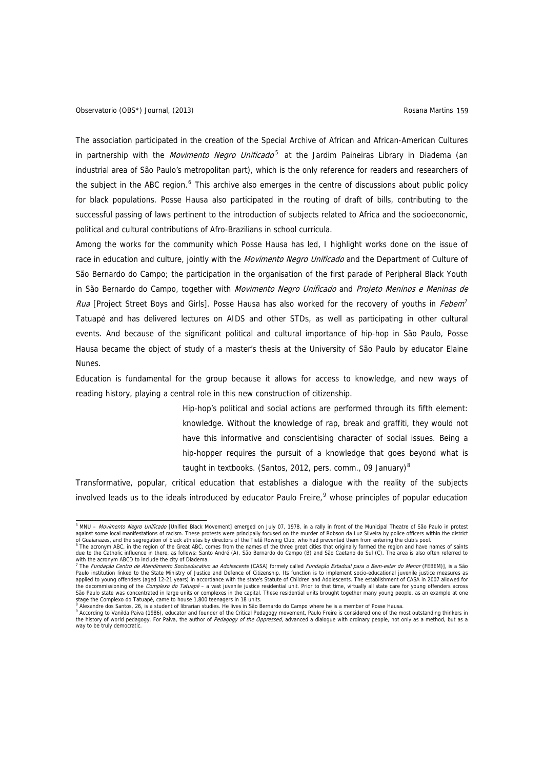The association participated in the creation of the Special Archive of African and African-American Cultures in partnership with the *Movimento Negro Unificado*[5] at the Jardim Paineiras Library in Diadema (an industrial area of São Paulo's metropolitan part), which is the only reference for readers and researchers of the subject in the ABC region.[6] This archive also emerges in the centre of discussions about public policy for black populations. Posse Hausa also participated in the routing of draft of bills, contributing to the successful passing of laws pertinent to the introduction of subjects related to Africa and the socioeconomic, political and cultural contributions of Afro-Brazilians in school curricula.

Among the works for the community which Posse Hausa has led, I highlight works done on the issue of race in education and culture, jointly with the *Movimento Negro Unificado* and the Department of Culture of São Bernardo do Campo; the participation in the organisation of the first parade of Peripheral Black Youth in São Bernardo do Campo, together with *Movimento Negro Unificado* and *Projeto Meninos e Meninas de Rua* [Project Street Boys and Girls]. Posse Hausa has also worked for the recovery of youths in *Febem*[7] Tatuapé and has delivered lectures on AIDS and other STDs, as well as participating in other cultural events. And because of the significant political and cultural importance of hip-hop in São Paulo, Posse Hausa became the object of study of a master's thesis at the University of São Paulo by educator Elaine Nunes.

Education is fundamental for the group because it allows for access to knowledge, and new ways of reading history, playing a central role in this new construction of citizenship.

> Hip-hop's political and social actions are performed through its fifth element: knowledge. Without the knowledge of rap, break and graffiti, they would not have this informative and conscientising character of social issues. Being a hip-hopper requires the pursuit of a knowledge that goes beyond what is taught in textbooks. (Santos, 2012, pers. comm., 09 January)[8]

Transformative, popular, critical education that establishes a dialogue with the reality of the subjects involved leads us to the ideals introduced by educator Paulo Freire,[9] whose principles of popular education

---

[5] MNU – *Movimento Negro Unificado* [Unified Black Movement] emerged on July 07, 1978, in a rally in front of the Municipal Theatre of São Paulo in protest against some local manifestations of racism. These protests were principally focused on the murder of Robson da Luz Silveira by police officers within the district of Guaianazes, and the segregation of black athletes by directors of the Tietê Rowing Club, who had prevented them from entering the club's pool.

[6] The acronym ABC, in the region of the Great ABC, comes from the names of the three great cities that originally formed the region and have names of saints due to the Catholic influence in there, as follows: Santo André (A), São Bernardo do Campo (B) and São Caetano do Sul (C). The area is also often referred to with the acronym ABCD to include the city of Diadema.

[7] The *Fundação Centro de Atendimento Socioeducativo ao Adolescente* (CASA) formely called *Fundação Estadual para o Bem-estar do Menor* (FEBEM)], is a São Paulo institution linked to the State Ministry of Justice and Defence of Citizenship. Its function is to implement socio-educational juvenile justice measures as applied to young offenders (aged 12-21 years) in accordance with the state's Statute of Children and Adolescents. The establishment of CASA in 2007 allowed for the decommissioning of the *Complexo do Tatuapé* – a vast juvenile justice residential unit. Prior to that time, virtually all state care for young offenders across São Paulo state was concentrated in large units or complexes in the capital. These residential units brought together many young people, as an example at one stage the Complexo do Tatuapé, came to house 1,800 teenagers in 18 units.

[8] Alexandre dos Santos, 26, is a student of librarian studies. He lives in São Bernardo do Campo where he is a member of Posse Hausa.

[9] According to Vanilda Paiva (1986), educator and founder of the Critical Pedagogy movement, Paulo Freire is considered one of the most outstanding thinkers in the history of world pedagogy. For Paiva, the author of *Pedagogy of the Oppressed*, advanced a dialogue with ordinary people, not only as a method, but as a way to be truly democratic.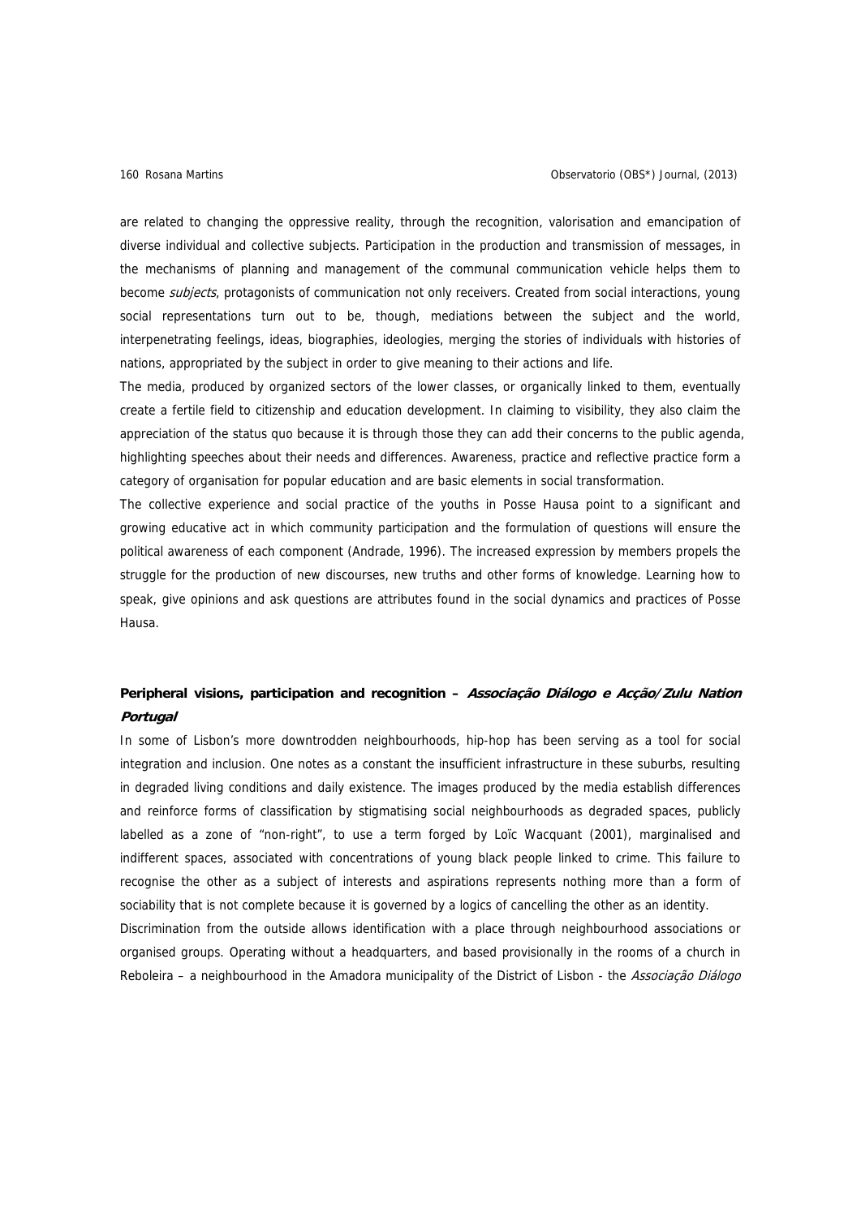are related to changing the oppressive reality, through the recognition, valorisation and emancipation of diverse individual and collective subjects. Participation in the production and transmission of messages, in the mechanisms of planning and management of the communal communication vehicle helps them to become *subjects*, protagonists of communication not only receivers. Created from social interactions, young social representations turn out to be, though, mediations between the subject and the world, interpenetrating feelings, ideas, biographies, ideologies, merging the stories of individuals with histories of nations, appropriated by the subject in order to give meaning to their actions and life.

The media, produced by organized sectors of the lower classes, or organically linked to them, eventually create a fertile field to citizenship and education development. In claiming to visibility, they also claim the appreciation of the status quo because it is through those they can add their concerns to the public agenda, highlighting speeches about their needs and differences. Awareness, practice and reflective practice form a category of organisation for popular education and are basic elements in social transformation.

The collective experience and social practice of the youths in Posse Hausa point to a significant and growing educative act in which community participation and the formulation of questions will ensure the political awareness of each component (Andrade, 1996). The increased expression by members propels the struggle for the production of new discourses, new truths and other forms of knowledge. Learning how to speak, give opinions and ask questions are attributes found in the social dynamics and practices of Posse Hausa.

## Peripheral visions, participation and recognition – *Associação Diálogo e Acção/Zulu Nation Portugal*

In some of Lisbon's more downtrodden neighbourhoods, hip-hop has been serving as a tool for social integration and inclusion. One notes as a constant the insufficient infrastructure in these suburbs, resulting in degraded living conditions and daily existence. The images produced by the media establish differences and reinforce forms of classification by stigmatising social neighbourhoods as degraded spaces, publicly labelled as a zone of "non-right", to use a term forged by Loïc Wacquant (2001), marginalised and indifferent spaces, associated with concentrations of young black people linked to crime. This failure to recognise the other as a subject of interests and aspirations represents nothing more than a form of sociability that is not complete because it is governed by a logics of cancelling the other as an identity.

Discrimination from the outside allows identification with a place through neighbourhood associations or organised groups. Operating without a headquarters, and based provisionally in the rooms of a church in Reboleira – a neighbourhood in the Amadora municipality of the District of Lisbon - the *Associação Diálogo*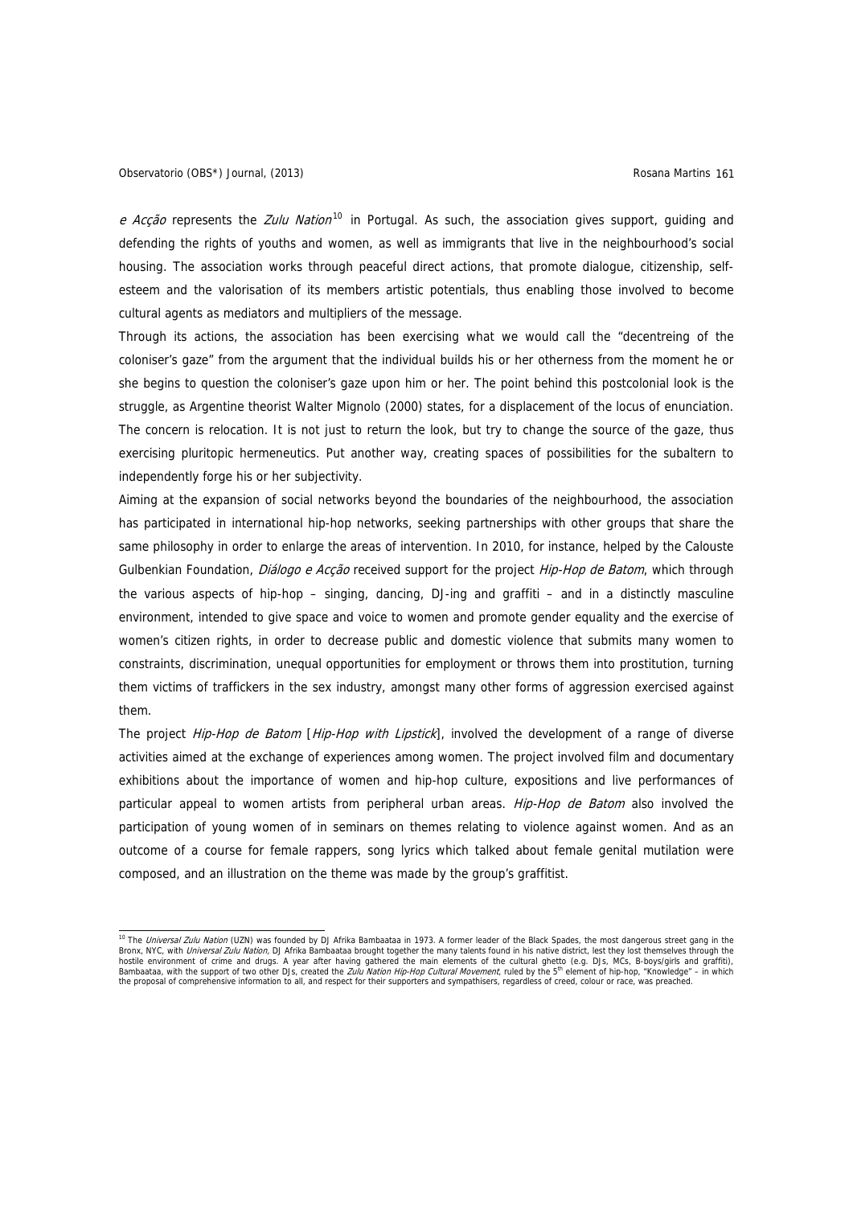*e Acção* represents the *Zulu Nation*[10] in Portugal. As such, the association gives support, guiding and defending the rights of youths and women, as well as immigrants that live in the neighbourhood's social housing. The association works through peaceful direct actions, that promote dialogue, citizenship, self-esteem and the valorisation of its members artistic potentials, thus enabling those involved to become cultural agents as mediators and multipliers of the message.

Through its actions, the association has been exercising what we would call the "decentreing of the coloniser's gaze" from the argument that the individual builds his or her otherness from the moment he or she begins to question the coloniser's gaze upon him or her. The point behind this postcolonial look is the struggle, as Argentine theorist Walter Mignolo (2000) states, for a displacement of the locus of enunciation. The concern is relocation. It is not just to return the look, but try to change the source of the gaze, thus exercising pluritopic hermeneutics. Put another way, creating spaces of possibilities for the subaltern to independently forge his or her subjectivity.

Aiming at the expansion of social networks beyond the boundaries of the neighbourhood, the association has participated in international hip-hop networks, seeking partnerships with other groups that share the same philosophy in order to enlarge the areas of intervention. In 2010, for instance, helped by the Calouste Gulbenkian Foundation, *Diálogo e Acção* received support for the project *Hip-Hop de Batom*, which through the various aspects of hip-hop – singing, dancing, DJ-ing and graffiti – and in a distinctly masculine environment, intended to give space and voice to women and promote gender equality and the exercise of women's citizen rights, in order to decrease public and domestic violence that submits many women to constraints, discrimination, unequal opportunities for employment or throws them into prostitution, turning them victims of traffickers in the sex industry, amongst many other forms of aggression exercised against them.

The project *Hip-Hop de Batom* [*Hip-Hop with Lipstick*], involved the development of a range of diverse activities aimed at the exchange of experiences among women. The project involved film and documentary exhibitions about the importance of women and hip-hop culture, expositions and live performances of particular appeal to women artists from peripheral urban areas. *Hip-Hop de Batom* also involved the participation of young women of in seminars on themes relating to violence against women. And as an outcome of a course for female rappers, song lyrics which talked about female genital mutilation were composed, and an illustration on the theme was made by the group's graffitist.

---

[10] The *Universal Zulu Nation* (UZN) was founded by DJ Afrika Bambaataa in 1973. A former leader of the Black Spades, the most dangerous street gang in the Bronx, NYC, with *Universal Zulu Nation*, DJ Afrika Bambaataa brought together the many talents found in his native district, lest they lost themselves through the hostile environment of crime and drugs. A year after having gathered the main elements of the cultural ghetto (e.g. DJs, MCs, B-boys/girls and graffiti), Bambaataa, with the support of two other DJs, created the *Zulu Nation Hip-Hop Cultural Movement*, ruled by the 5th element of hip-hop, "Knowledge" – in which the proposal of comprehensive information to all, and respect for their supporters and sympathisers, regardless of creed, colour or race, was preached.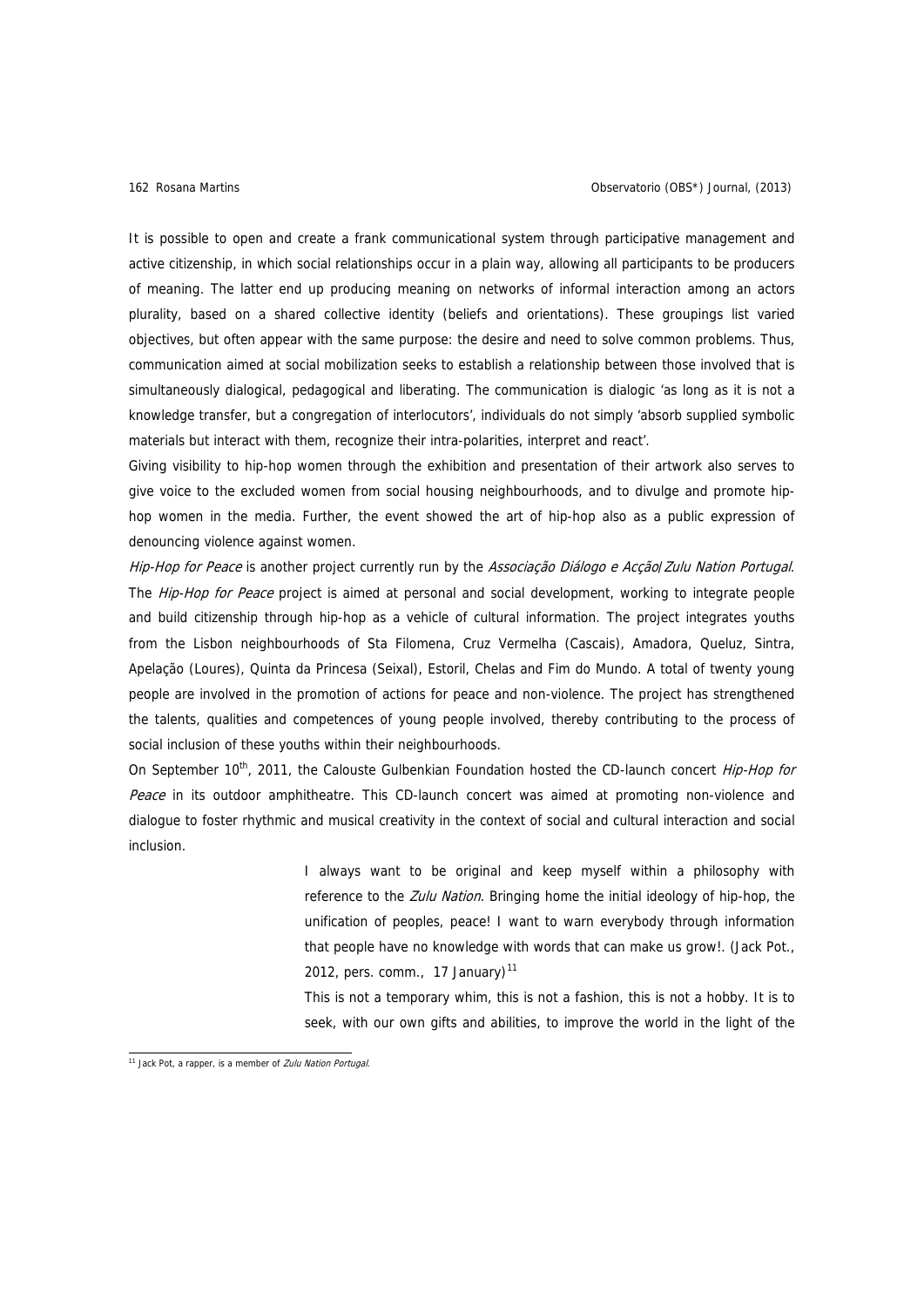It is possible to open and create a frank communicational system through participative management and active citizenship, in which social relationships occur in a plain way, allowing all participants to be producers of meaning. The latter end up producing meaning on networks of informal interaction among an actors plurality, based on a shared collective identity (beliefs and orientations). These groupings list varied objectives, but often appear with the same purpose: the desire and need to solve common problems. Thus, communication aimed at social mobilization seeks to establish a relationship between those involved that is simultaneously dialogical, pedagogical and liberating. The communication is dialogic 'as long as it is not a knowledge transfer, but a congregation of interlocutors', individuals do not simply 'absorb supplied symbolic materials but interact with them, recognize their intra-polarities, interpret and react'.

Giving visibility to hip-hop women through the exhibition and presentation of their artwork also serves to give voice to the excluded women from social housing neighbourhoods, and to divulge and promote hip-hop women in the media. Further, the event showed the art of hip-hop also as a public expression of denouncing violence against women.

*Hip-Hop for Peace* is another project currently run by the *Associação Diálogo e Acção/Zulu Nation Portugal*. The *Hip-Hop for Peace* project is aimed at personal and social development, working to integrate people and build citizenship through hip-hop as a vehicle of cultural information. The project integrates youths from the Lisbon neighbourhoods of Sta Filomena, Cruz Vermelha (Cascais), Amadora, Queluz, Sintra, Apelação (Loures), Quinta da Princesa (Seixal), Estoril, Chelas and Fim do Mundo. A total of twenty young people are involved in the promotion of actions for peace and non-violence. The project has strengthened the talents, qualities and competences of young people involved, thereby contributing to the process of social inclusion of these youths within their neighbourhoods.

On September 10th, 2011, the Calouste Gulbenkian Foundation hosted the CD-launch concert *Hip-Hop for Peace* in its outdoor amphitheatre. This CD-launch concert was aimed at promoting non-violence and dialogue to foster rhythmic and musical creativity in the context of social and cultural interaction and social inclusion.

> I always want to be original and keep myself within a philosophy with reference to the *Zulu Nation*. Bringing home the initial ideology of hip-hop, the unification of peoples, peace! I want to warn everybody through information that people have no knowledge with words that can make us grow!. (Jack Pot., 2012, pers. comm., 17 January)[11]
>
> This is not a temporary whim, this is not a fashion, this is not a hobby. It is to seek, with our own gifts and abilities, to improve the world in the light of the

[11] Jack Pot, a rapper, is a member of *Zulu Nation Portugal*.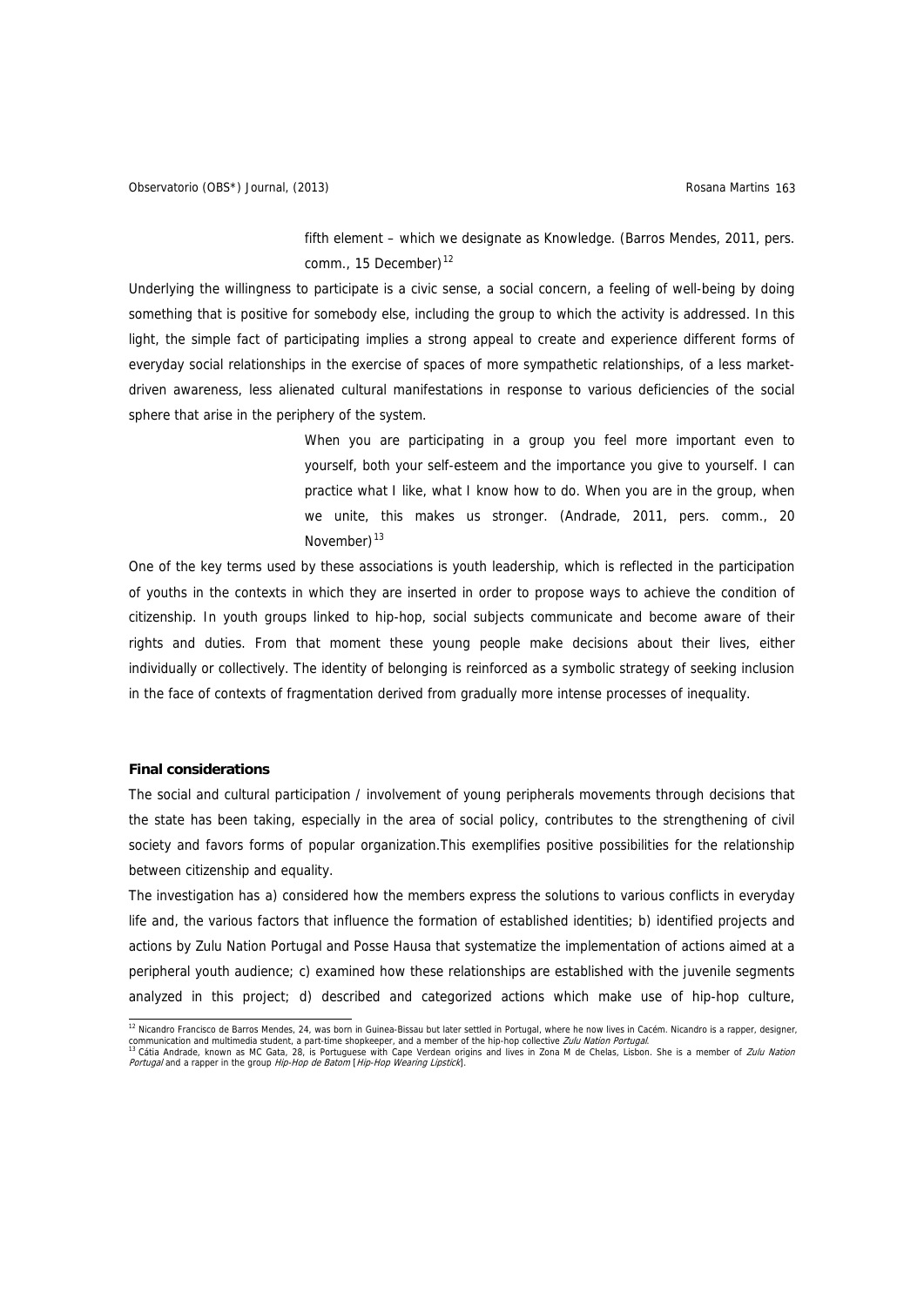fifth element – which we designate as Knowledge. (Barros Mendes, 2011, pers. comm., 15 December)[12]

Underlying the willingness to participate is a civic sense, a social concern, a feeling of well-being by doing something that is positive for somebody else, including the group to which the activity is addressed. In this light, the simple fact of participating implies a strong appeal to create and experience different forms of everyday social relationships in the exercise of spaces of more sympathetic relationships, of a less market-driven awareness, less alienated cultural manifestations in response to various deficiencies of the social sphere that arise in the periphery of the system.

> When you are participating in a group you feel more important even to yourself, both your self-esteem and the importance you give to yourself. I can practice what I like, what I know how to do. When you are in the group, when we unite, this makes us stronger. (Andrade, 2011, pers. comm., 20 November)[13]

One of the key terms used by these associations is youth leadership, which is reflected in the participation of youths in the contexts in which they are inserted in order to propose ways to achieve the condition of citizenship. In youth groups linked to hip-hop, social subjects communicate and become aware of their rights and duties. From that moment these young people make decisions about their lives, either individually or collectively. The identity of belonging is reinforced as a symbolic strategy of seeking inclusion in the face of contexts of fragmentation derived from gradually more intense processes of inequality.

**Final considerations**

The social and cultural participation / involvement of young peripherals movements through decisions that the state has been taking, especially in the area of social policy, contributes to the strengthening of civil society and favors forms of popular organization.This exemplifies positive possibilities for the relationship between citizenship and equality.

The investigation has a) considered how the members express the solutions to various conflicts in everyday life and, the various factors that influence the formation of established identities; b) identified projects and actions by Zulu Nation Portugal and Posse Hausa that systematize the implementation of actions aimed at a peripheral youth audience; c) examined how these relationships are established with the juvenile segments analyzed in this project; d) described and categorized actions which make use of hip-hop culture,

---

[12] Nicandro Francisco de Barros Mendes, 24, was born in Guinea-Bissau but later settled in Portugal, where he now lives in Cacém. Nicandro is a rapper, designer, communication and multimedia student, a part-time shopkeeper, and a member of the hip-hop collective *Zulu Nation Portugal*.

[13] Cátia Andrade, known as MC Gata, 28, is Portuguese with Cape Verdean origins and lives in Zona M de Chelas, Lisbon. She is a member of *Zulu Nation Portugal* and a rapper in the group *Hip-Hop de Batom* [*Hip-Hop Wearing Lipstick*].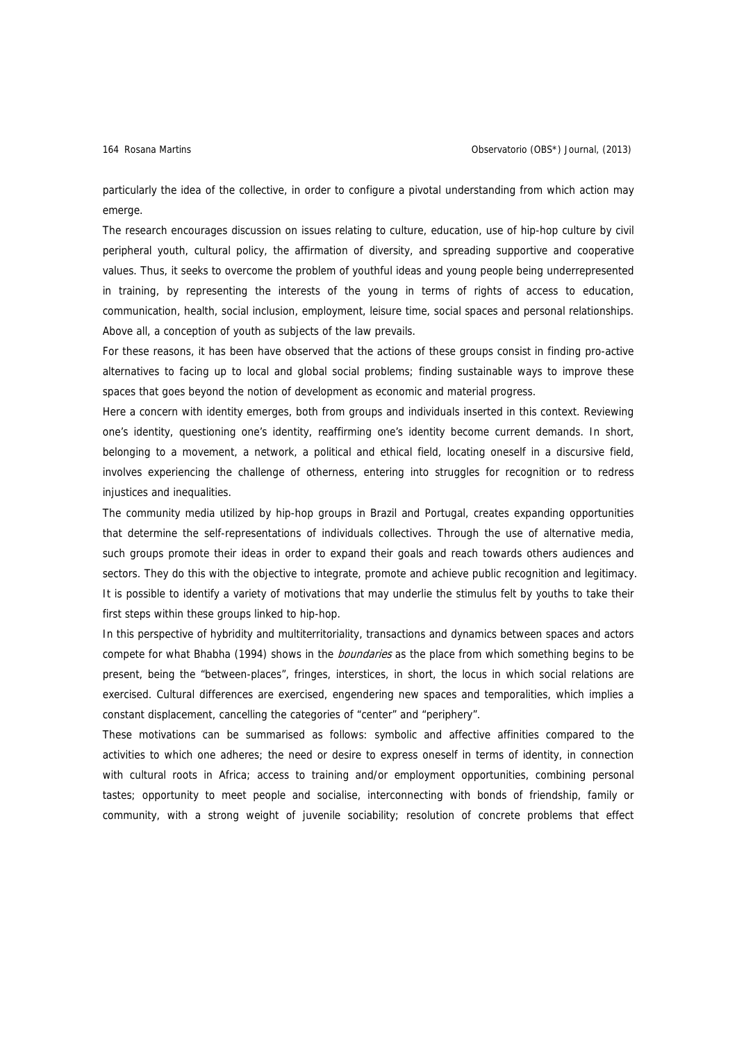particularly the idea of the collective, in order to configure a pivotal understanding from which action may emerge.

The research encourages discussion on issues relating to culture, education, use of hip-hop culture by civil peripheral youth, cultural policy, the affirmation of diversity, and spreading supportive and cooperative values. Thus, it seeks to overcome the problem of youthful ideas and young people being underrepresented in training, by representing the interests of the young in terms of rights of access to education, communication, health, social inclusion, employment, leisure time, social spaces and personal relationships. Above all, a conception of youth as subjects of the law prevails.

For these reasons, it has been have observed that the actions of these groups consist in finding pro-active alternatives to facing up to local and global social problems; finding sustainable ways to improve these spaces that goes beyond the notion of development as economic and material progress.

Here a concern with identity emerges, both from groups and individuals inserted in this context. Reviewing one's identity, questioning one's identity, reaffirming one's identity become current demands. In short, belonging to a movement, a network, a political and ethical field, locating oneself in a discursive field, involves experiencing the challenge of otherness, entering into struggles for recognition or to redress injustices and inequalities.

The community media utilized by hip-hop groups in Brazil and Portugal, creates expanding opportunities that determine the self-representations of individuals collectives. Through the use of alternative media, such groups promote their ideas in order to expand their goals and reach towards others audiences and sectors. They do this with the objective to integrate, promote and achieve public recognition and legitimacy. It is possible to identify a variety of motivations that may underlie the stimulus felt by youths to take their first steps within these groups linked to hip-hop.

In this perspective of hybridity and multiterritoriality, transactions and dynamics between spaces and actors compete for what Bhabha (1994) shows in the *boundaries* as the place from which something begins to be present, being the "between-places", fringes, interstices, in short, the locus in which social relations are exercised. Cultural differences are exercised, engendering new spaces and temporalities, which implies a constant displacement, cancelling the categories of "center" and "periphery".

These motivations can be summarised as follows: symbolic and affective affinities compared to the activities to which one adheres; the need or desire to express oneself in terms of identity, in connection with cultural roots in Africa; access to training and/or employment opportunities, combining personal tastes; opportunity to meet people and socialise, interconnecting with bonds of friendship, family or community, with a strong weight of juvenile sociability; resolution of concrete problems that effect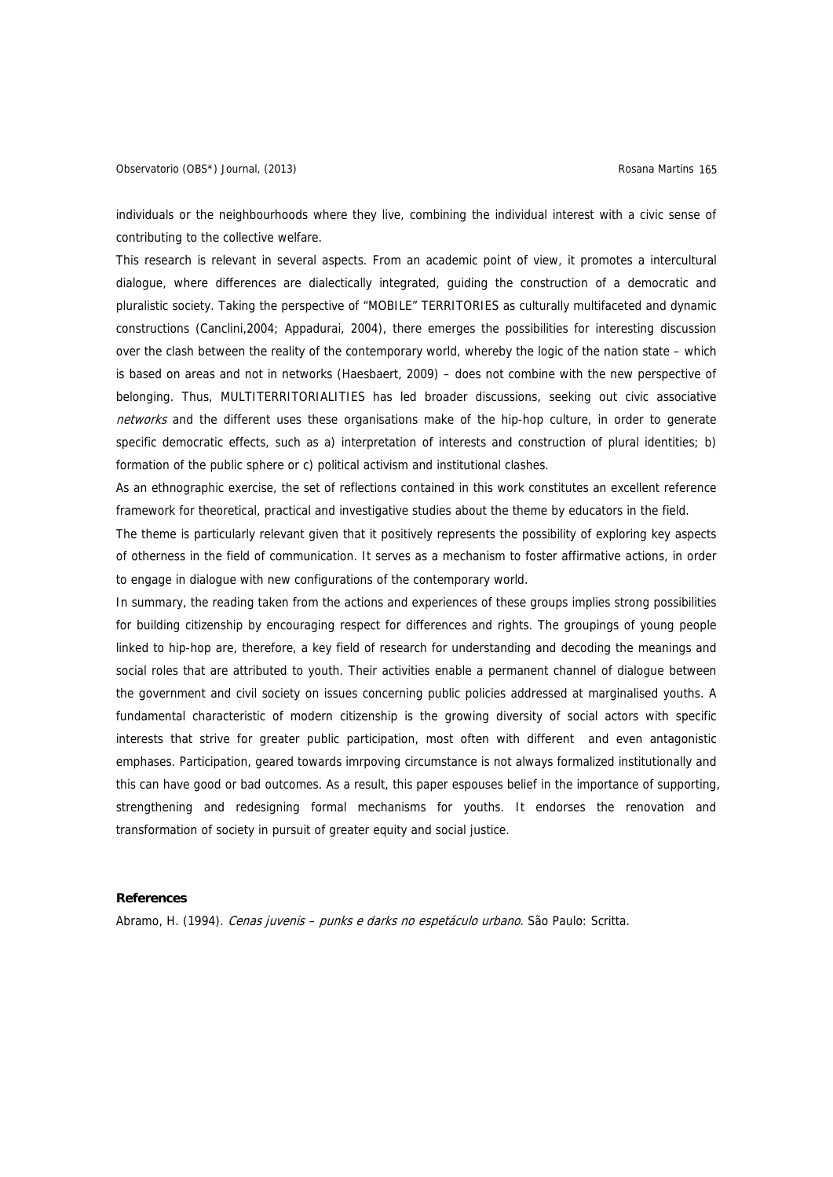individuals or the neighbourhoods where they live, combining the individual interest with a civic sense of contributing to the collective welfare.

This research is relevant in several aspects. From an academic point of view, it promotes a intercultural dialogue, where differences are dialectically integrated, guiding the construction of a democratic and pluralistic society. Taking the perspective of "MOBILE" TERRITORIES as culturally multifaceted and dynamic constructions (Canclini,2004; Appadurai, 2004), there emerges the possibilities for interesting discussion over the clash between the reality of the contemporary world, whereby the logic of the nation state – which is based on areas and not in networks (Haesbaert, 2009) – does not combine with the new perspective of belonging. Thus, MULTITERRITORIALITIES has led broader discussions, seeking out civic associative *networks* and the different uses these organisations make of the hip-hop culture, in order to generate specific democratic effects, such as a) interpretation of interests and construction of plural identities; b) formation of the public sphere or c) political activism and institutional clashes.

As an ethnographic exercise, the set of reflections contained in this work constitutes an excellent reference framework for theoretical, practical and investigative studies about the theme by educators in the field.

The theme is particularly relevant given that it positively represents the possibility of exploring key aspects of otherness in the field of communication. It serves as a mechanism to foster affirmative actions, in order to engage in dialogue with new configurations of the contemporary world.

In summary, the reading taken from the actions and experiences of these groups implies strong possibilities for building citizenship by encouraging respect for differences and rights. The groupings of young people linked to hip-hop are, therefore, a key field of research for understanding and decoding the meanings and social roles that are attributed to youth. Their activities enable a permanent channel of dialogue between the government and civil society on issues concerning public policies addressed at marginalised youths. A fundamental characteristic of modern citizenship is the growing diversity of social actors with specific interests that strive for greater public participation, most often with different and even antagonistic emphases. Participation, geared towards imrpoving circumstance is not always formalized institutionally and this can have good or bad outcomes. As a result, this paper espouses belief in the importance of supporting, strengthening and redesigning formal mechanisms for youths. It endorses the renovation and transformation of society in pursuit of greater equity and social justice.

### References

Abramo, H. (1994). *Cenas juvenis – punks e darks no espetáculo urbano*. São Paulo: Scritta.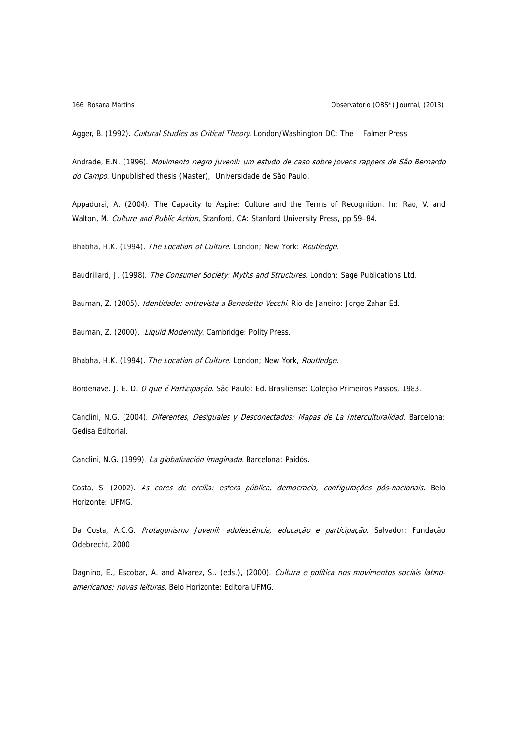Agger, B. (1992). *Cultural Studies as Critical Theory.* London/Washington DC: The Falmer Press

Andrade, E.N. (1996). *Movimento negro juvenil: um estudo de caso sobre jovens rappers de São Bernardo do Campo.* Unpublished thesis (Master), Universidade de São Paulo.

Appadurai, A. (2004). The Capacity to Aspire: Culture and the Terms of Recognition. In: Rao, V. and Walton, M. *Culture and Public Action*, Stanford, CA: Stanford University Press, pp.59–84.

Bhabha, H.K. (1994). *The Location of Culture*. London; New York: *Routledge.*

Baudrillard, J. (1998). *The Consumer Society: Myths and Structures.* London: Sage Publications Ltd.

Bauman, Z. (2005). *Identidade: entrevista a Benedetto Vecchi.* Rio de Janeiro: Jorge Zahar Ed.

Bauman, Z. (2000). *Liquid Modernity*. Cambridge: Polity Press.

Bhabha, H.K. (1994). *The Location of Culture.* London; New York, *Routledge.*

Bordenave. J. E. D. *O que é Participação.* São Paulo: Ed. Brasiliense: Coleção Primeiros Passos, 1983.

Canclini, N.G. (2004). *Diferentes, Desiguales y Desconectados: Mapas de La Interculturalidad.* Barcelona: Gedisa Editorial.

Canclini, N.G. (1999). *La globalización imaginada.* Barcelona: Paidós.

Costa, S. (2002). *As cores de ercília: esfera pública, democracia, configurações pós-nacionais.* Belo Horizonte: UFMG.

Da Costa, A.C.G. *Protagonismo Juvenil: adolescência, educação e participação*. Salvador: Fundação Odebrecht, 2000

Dagnino, E., Escobar, A. and Alvarez, S.. (eds.), (2000). *Cultura e política nos movimentos sociais latino-americanos: novas leituras*. Belo Horizonte: Editora UFMG.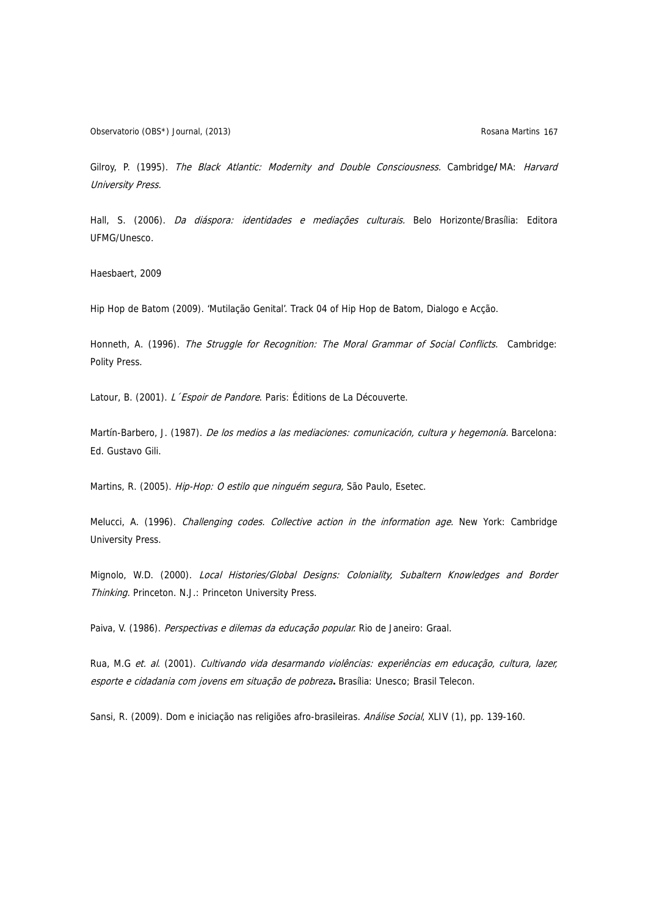Gilroy, P. (1995). *The Black Atlantic: Modernity and Double Consciousness.* Cambridge/MA: *Harvard University Press.*

Hall, S. (2006). *Da diáspora: identidades e mediações culturais.* Belo Horizonte/Brasília: Editora UFMG/Unesco.

Haesbaert, 2009

Hip Hop de Batom (2009). 'Mutilação Genital'. Track 04 of Hip Hop de Batom, Dialogo e Acção.

Honneth, A. (1996). *The Struggle for Recognition: The Moral Grammar of Social Conflicts.* Cambridge: Polity Press.

Latour, B. (2001). *L´Espoir de Pandore*. Paris: Éditions de La Découverte.

Martín-Barbero, J. (1987). *De los medios a las mediaciones: comunicación, cultura y hegemonía.* Barcelona: Ed. Gustavo Gili.

Martins, R. (2005). *Hip-Hop: O estilo que ninguém segura,* São Paulo, Esetec.

Melucci, A. (1996). *Challenging codes. Collective action in the information age.* New York: Cambridge University Press.

Mignolo, W.D. (2000). *Local Histories/Global Designs: Coloniality, Subaltern Knowledges and Border Thinking.* Princeton. N.J.: Princeton University Press.

Paiva, V. (1986). *Perspectivas e dilemas da educação popular.* Rio de Janeiro: Graal.

Rua, M.G *et. al*. (2001). *Cultivando vida desarmando violências: experiências em educação, cultura, lazer, esporte e cidadania com jovens em situação de pobreza***.** Brasília: Unesco; Brasil Telecon.

Sansi, R. (2009). Dom e iniciação nas religiões afro-brasileiras. *Análise Social*, XLIV (1), pp. 139-160.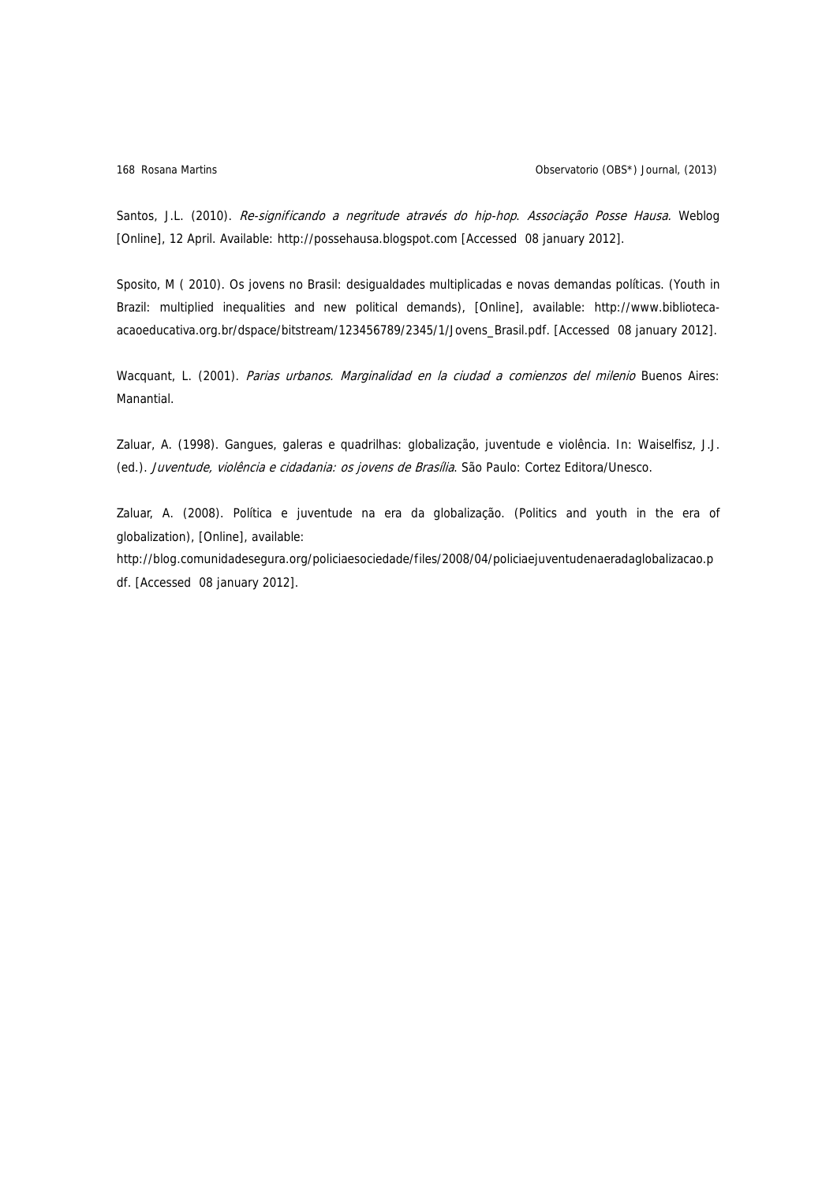Santos, J.L. (2010). *Re-significando a negritude através do hip-hop*. *Associação Posse Hausa*. Weblog [Online], 12 April. Available: http://possehausa.blogspot.com [Accessed 08 january 2012].

Sposito, M ( 2010). Os jovens no Brasil: desigualdades multiplicadas e novas demandas políticas. (Youth in Brazil: multiplied inequalities and new political demands), [Online], available: http://www.biblioteca-acaoeducativa.org.br/dspace/bitstream/123456789/2345/1/Jovens_Brasil.pdf. [Accessed 08 january 2012].

Wacquant, L. (2001). *Parias urbanos. Marginalidad en la ciudad a comienzos del milenio* Buenos Aires: Manantial.

Zaluar, A. (1998). Gangues, galeras e quadrilhas: globalização, juventude e violência. In: Waiselfisz, J.J. (ed.). *Juventude, violência e cidadania: os jovens de Brasília*. São Paulo: Cortez Editora/Unesco.

Zaluar, A. (2008). Política e juventude na era da globalização. (Politics and youth in the era of globalization), [Online], available: http://blog.comunidadesegura.org/policiaesociedade/files/2008/04/policiaejuventudenaeradaglobalizacao.pdf. [Accessed 08 january 2012].